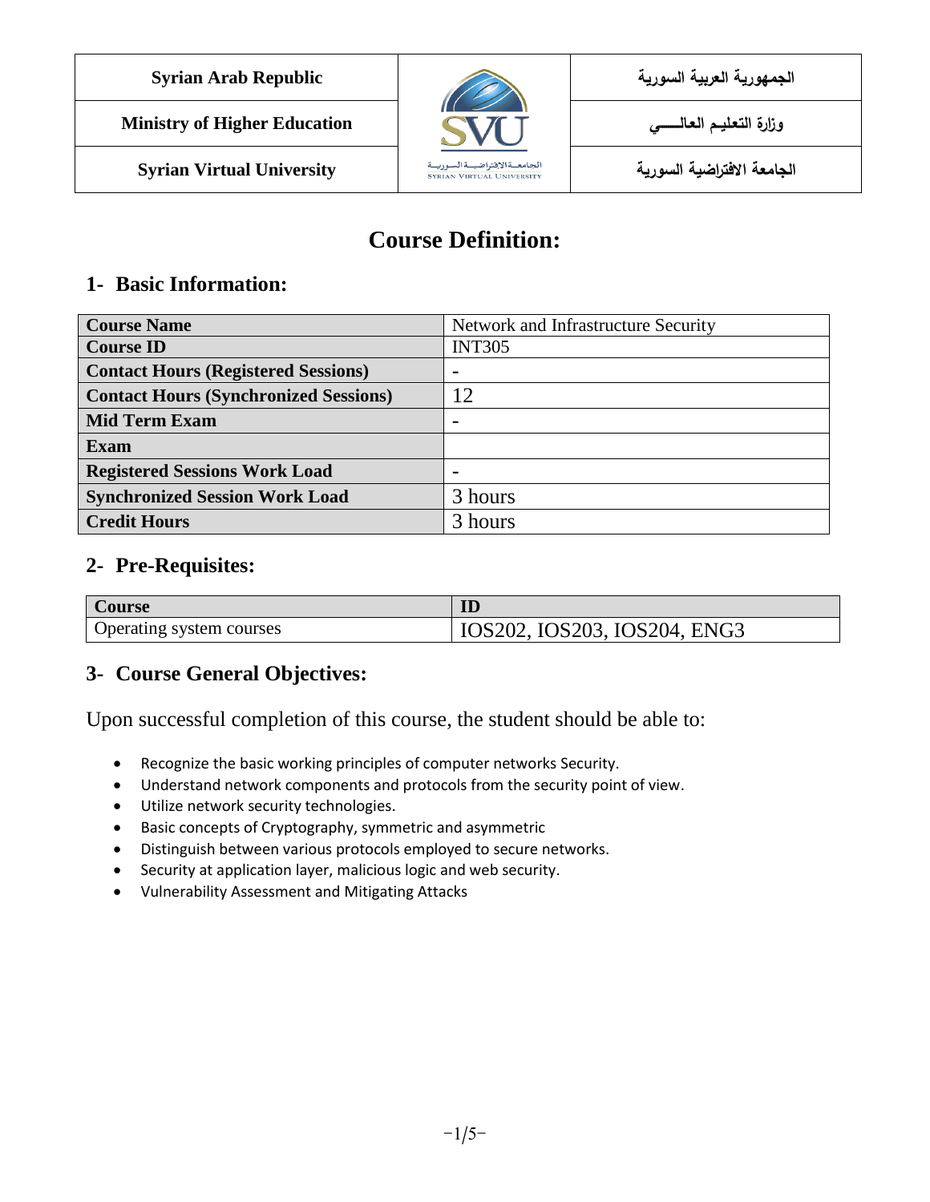| Syrian Arab Republic | | الجمهورية العربية السورية |
|---|---|---|
| Ministry of Higher Education | | وزارة التعليم العالـــــي |
| Syrian Virtual University | | الجامعة الافتراضية السورية |

# Course Definition:

## 1- Basic Information:

| Course Name | Network and Infrastructure Security |
|---|---|
| Course ID | INT305 |
| Contact Hours (Registered Sessions) | - |
| Contact Hours (Synchronized Sessions) | 12 |
| Mid Term Exam | - |
| Exam | |
| Registered Sessions Work Load | - |
| Synchronized Session Work Load | 3 hours |
| Credit Hours | 3 hours |

## 2- Pre-Requisites:

| Course | ID |
|---|---|
| Operating system courses | IOS202, IOS203, IOS204, ENG3 |

## 3- Course General Objectives:

Upon successful completion of this course, the student should be able to:

- Recognize the basic working principles of computer networks Security.
- Understand network components and protocols from the security point of view.
- Utilize network security technologies.
- Basic concepts of Cryptography, symmetric and asymmetric
- Distinguish between various protocols employed to secure networks.
- Security at application layer, malicious logic and web security.
- Vulnerability Assessment and Mitigating Attacks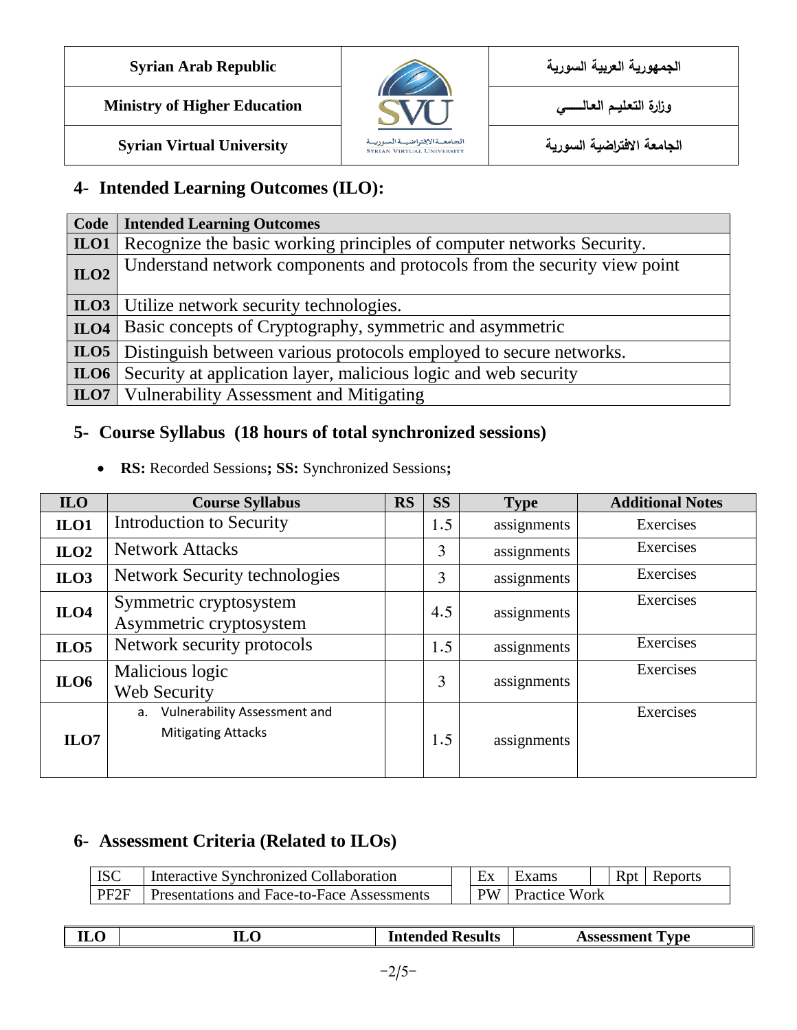## 4- Intended Learning Outcomes (ILO):

| Code | Intended Learning Outcomes |
|---|---|
| ILO1 | Recognize the basic working principles of computer networks Security. |
| ILO2 | Understand network components and protocols from the security view point |
| ILO3 | Utilize network security technologies. |
| ILO4 | Basic concepts of Cryptography, symmetric and asymmetric |
| ILO5 | Distinguish between various protocols employed to secure networks. |
| ILO6 | Security at application layer, malicious logic and web security |
| ILO7 | Vulnerability Assessment and Mitigating |

## 5- Course Syllabus (18 hours of total synchronized sessions)

- **RS:** Recorded Sessions**; SS:** Synchronized Sessions**;**

| ILO | Course Syllabus | RS | SS | Type | Additional Notes |
|---|---|---|---|---|---|
| ILO1 | Introduction to Security | | 1.5 | assignments | Exercises |
| ILO2 | Network Attacks | | 3 | assignments | Exercises |
| ILO3 | Network Security technologies | | 3 | assignments | Exercises |
| ILO4 | Symmetric cryptosystem<br>Asymmetric cryptosystem | | 4.5 | assignments | Exercises |
| ILO5 | Network security protocols | | 1.5 | assignments | Exercises |
| ILO6 | Malicious logic<br>Web Security | | 3 | assignments | Exercises |
| ILO7 | a. Vulnerability Assessment and Mitigating Attacks | | 1.5 | assignments | Exercises |

## 6- Assessment Criteria (Related to ILOs)

| | | | | | | |
|---|---|---|---|---|---|---|
| ISC | Interactive Synchronized Collaboration | Ex | Exams | | Rpt | Reports |
| PF2F | Presentations and Face-to-Face Assessments | PW | Practice Work | | | |

| ILO | ILO | Intended Results | Assessment Type |
|---|---|---|---|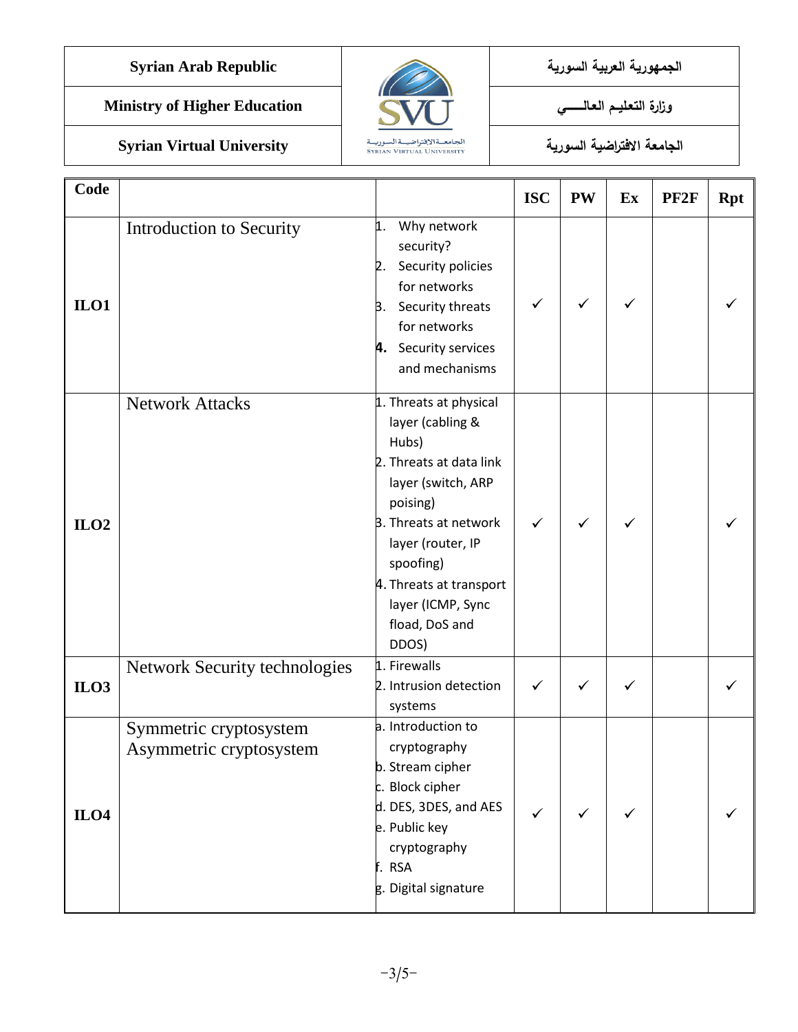| Syrian Arab Republic | | الجمهورية العربية السورية |
|---|---|---|
| Ministry of Higher Education | | وزارة التعليم العالـــــي |
| Syrian Virtual University | | الجامعة الافتراضية السورية |

| Code | | | ISC | PW | Ex | PF2F | Rpt |
|---|---|---|---|---|---|---|---|
| ILO1 | Introduction to Security | 1. Why network security?<br>2. Security policies for networks<br>3. Security threats for networks<br>**4.** Security services and mechanisms | ✓ | ✓ | ✓ | | ✓ |
| ILO2 | Network Attacks | 1. Threats at physical layer (cabling & Hubs)<br>2. Threats at data link layer (switch, ARP poising)<br>3. Threats at network layer (router, IP spoofing)<br>4. Threats at transport layer (ICMP, Sync fload, DoS and DDOS) | ✓ | ✓ | ✓ | | ✓ |
| ILO3 | Network Security technologies | 1. Firewalls<br>2. Intrusion detection systems | ✓ | ✓ | ✓ | | ✓ |
| ILO4 | Symmetric cryptosystem<br>Asymmetric cryptosystem | a. Introduction to cryptography<br>b. Stream cipher<br>c. Block cipher<br>d. DES, 3DES, and AES<br>e. Public key cryptography<br>f. RSA<br>g. Digital signature | ✓ | ✓ | ✓ | | ✓ |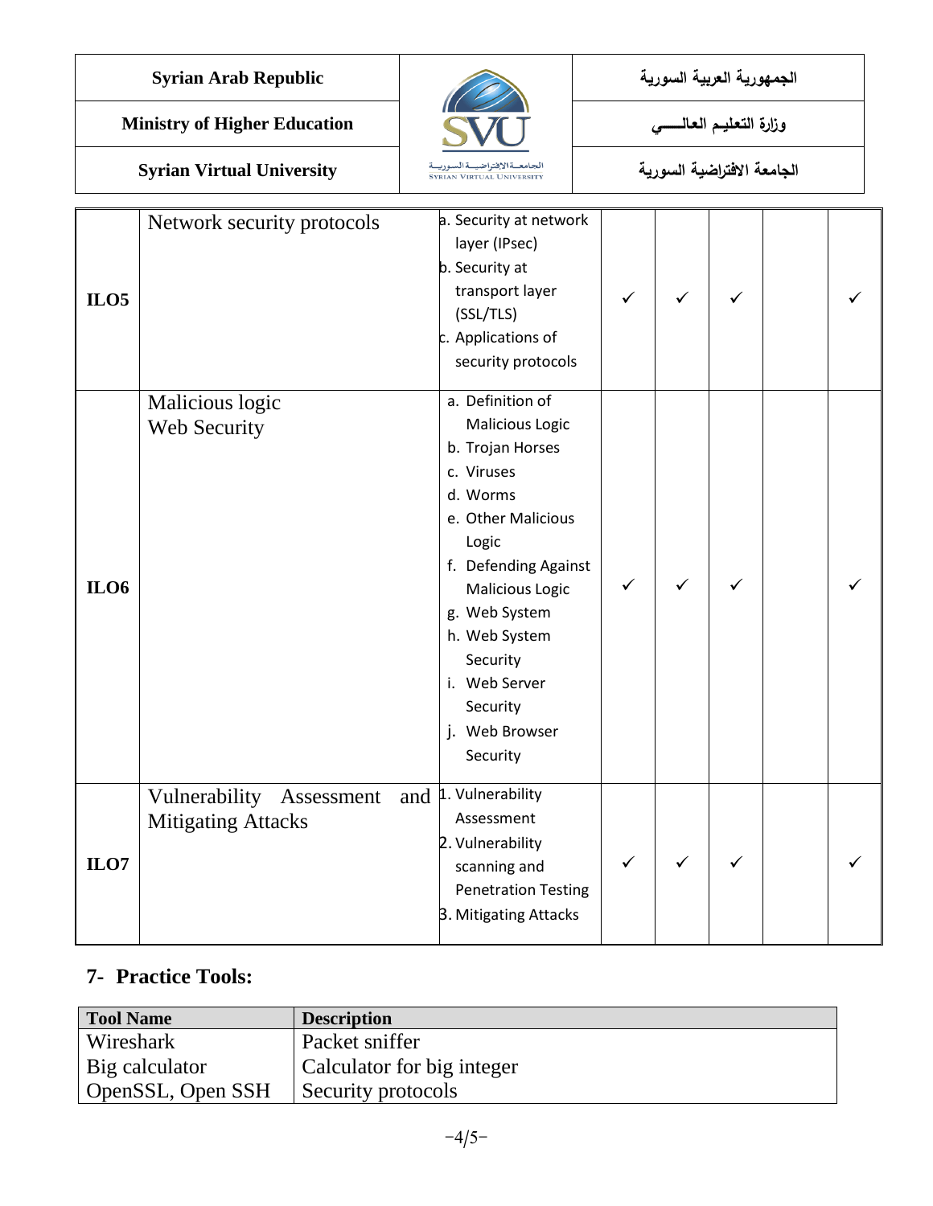| | | | | | | | |
|---|---|---|---|---|---|---|---|
| **ILO5** | Network security protocols | a. Security at network layer (IPsec)<br>b. Security at transport layer (SSL/TLS)<br>c. Applications of security protocols | ✓ | ✓ | ✓ | | ✓ |
| **ILO6** | Malicious logic<br>Web Security | a. Definition of Malicious Logic<br>b. Trojan Horses<br>c. Viruses<br>d. Worms<br>e. Other Malicious Logic<br>f. Defending Against Malicious Logic<br>g. Web System<br>h. Web System Security<br>i. Web Server Security<br>j. Web Browser Security | ✓ | ✓ | ✓ | | ✓ |
| **ILO7** | Vulnerability Assessment and Mitigating Attacks | 1. Vulnerability Assessment<br>2. Vulnerability scanning and Penetration Testing<br>3. Mitigating Attacks | ✓ | ✓ | ✓ | | ✓ |

## 7- Practice Tools:

| Tool Name | Description |
|---|---|
| Wireshark | Packet sniffer |
| Big calculator | Calculator for big integer |
| OpenSSL, Open SSH | Security protocols |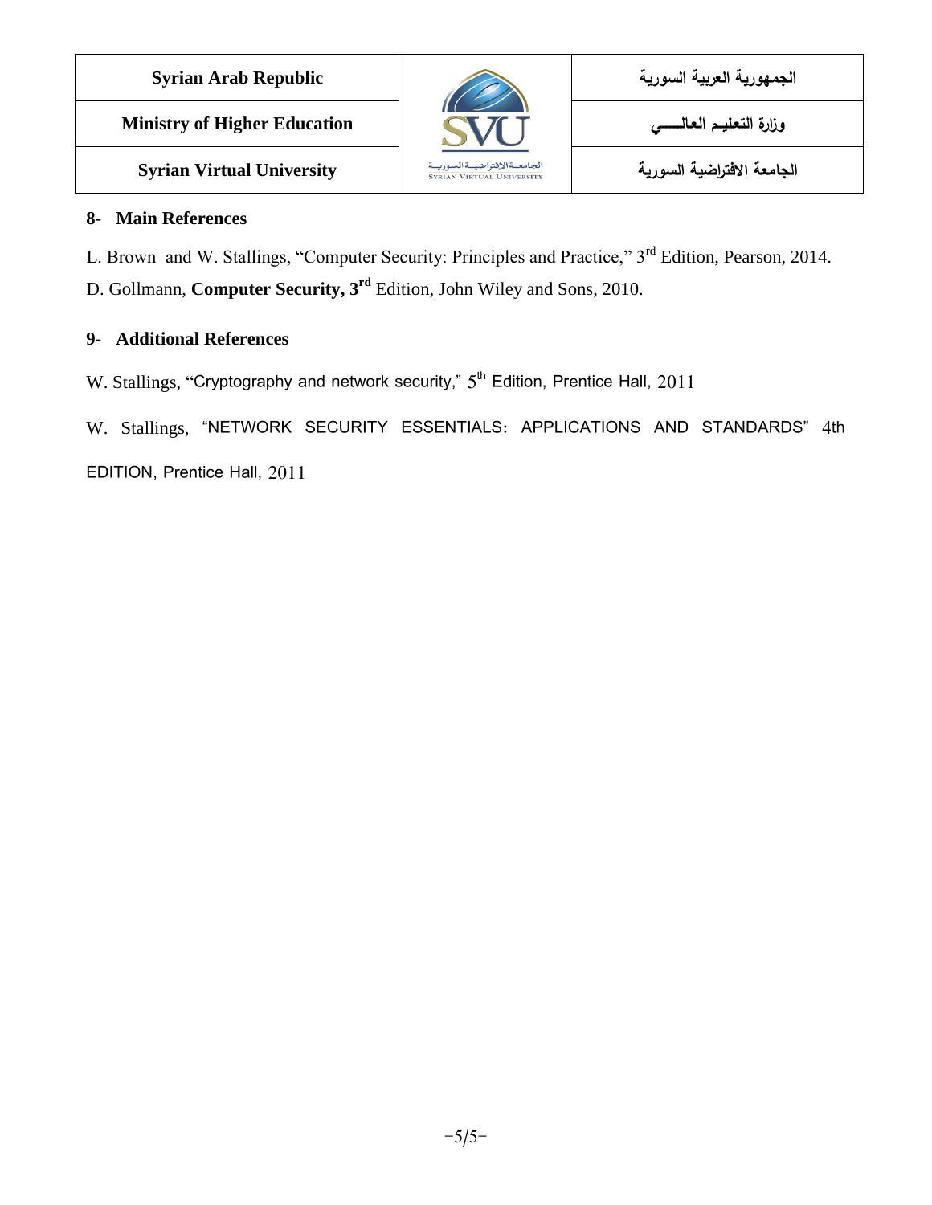## 8- Main References

L. Brown and W. Stallings, “Computer Security: Principles and Practice,” 3rd Edition, Pearson, 2014.

D. Gollmann, **Computer Security, 3rd** Edition, John Wiley and Sons, 2010.

## 9- Additional References

W. Stallings, “Cryptography and network security,” 5th Edition, Prentice Hall, 2011

W. Stallings, “NETWORK SECURITY ESSENTIALS: APPLICATIONS AND STANDARDS” 4th EDITION, Prentice Hall, 2011